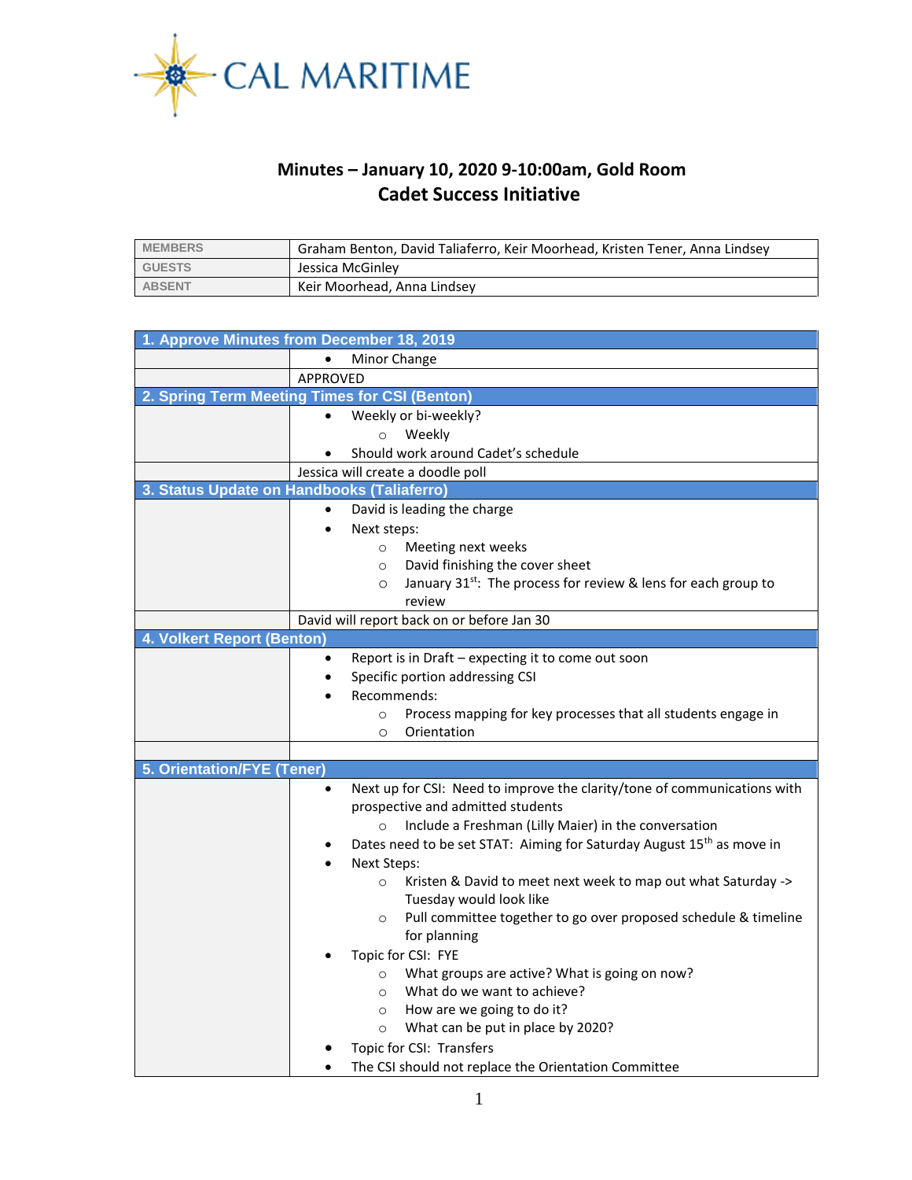CAL MARITIME

# Minutes – January 10, 2020 9-10:00am, Gold Room
## Cadet Success Initiative

| | |
|---|---|
| MEMBERS | Graham Benton, David Taliaferro, Keir Moorhead, Kristen Tener, Anna Lindsey |
| GUESTS | Jessica McGinley |
| ABSENT | Keir Moorhead, Anna Lindsey |

### 1. Approve Minutes from December 18, 2019

- Minor Change

APPROVED

### 2. Spring Term Meeting Times for CSI (Benton)

- Weekly or bi-weekly?
  - Weekly
- Should work around Cadet's schedule

Jessica will create a doodle poll

### 3. Status Update on Handbooks (Taliaferro)

- David is leading the charge
- Next steps:
  - Meeting next weeks
  - David finishing the cover sheet
  - January 31st: The process for review & lens for each group to review

David will report back on or before Jan 30

### 4. Volkert Report (Benton)

- Report is in Draft – expecting it to come out soon
- Specific portion addressing CSI
- Recommends:
  - Process mapping for key processes that all students engage in
  - Orientation

### 5. Orientation/FYE (Tener)

- Next up for CSI: Need to improve the clarity/tone of communications with prospective and admitted students
  - Include a Freshman (Lilly Maier) in the conversation
- Dates need to be set STAT: Aiming for Saturday August 15th as move in
- Next Steps:
  - Kristen & David to meet next week to map out what Saturday -> Tuesday would look like
  - Pull committee together to go over proposed schedule & timeline for planning
- Topic for CSI: FYE
  - What groups are active? What is going on now?
  - What do we want to achieve?
  - How are we going to do it?
  - What can be put in place by 2020?
- Topic for CSI: Transfers
- The CSI should not replace the Orientation Committee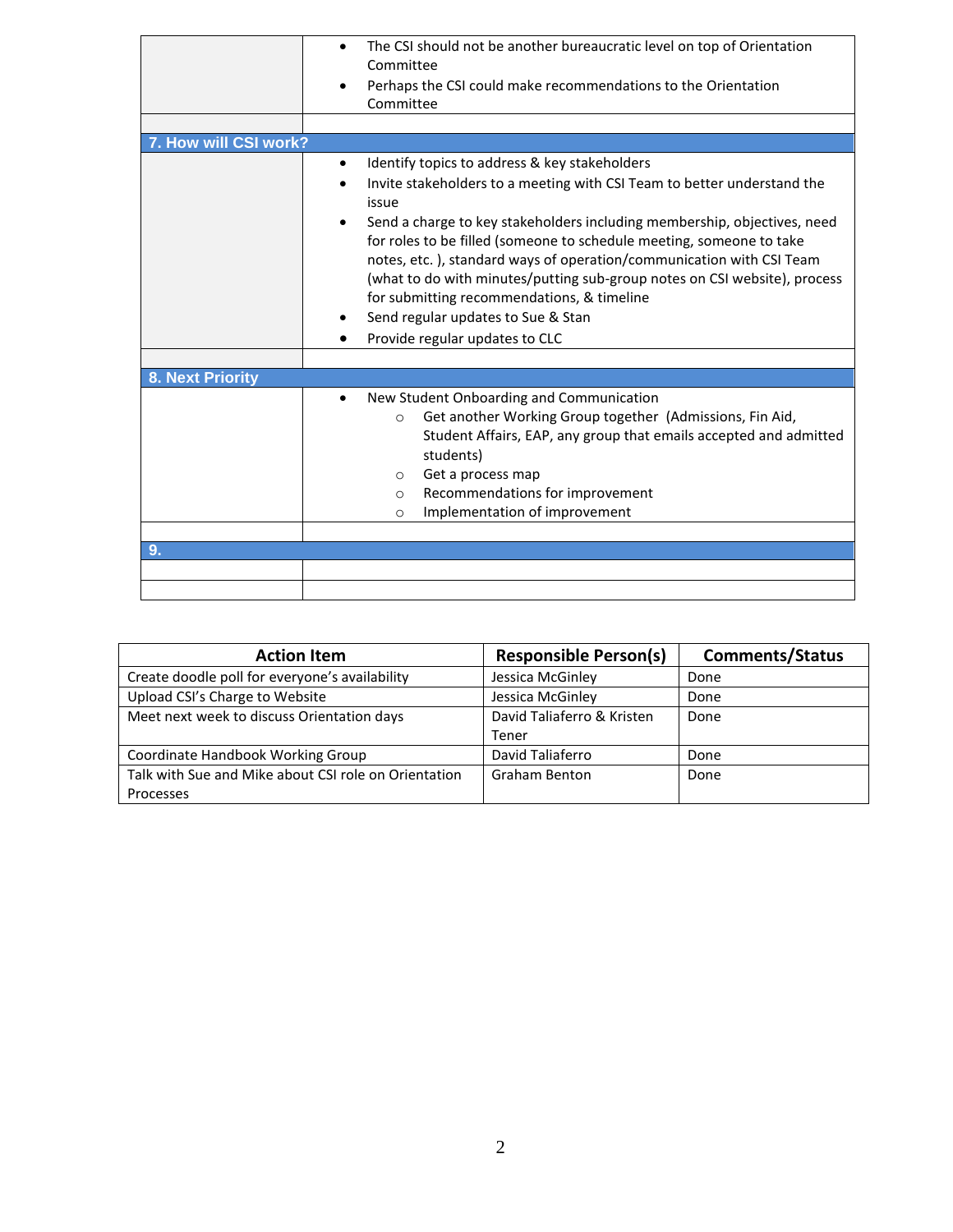- The CSI should not be another bureaucratic level on top of Orientation Committee
- Perhaps the CSI could make recommendations to the Orientation Committee

## 7. How will CSI work?

- Identify topics to address & key stakeholders
- Invite stakeholders to a meeting with CSI Team to better understand the issue
- Send a charge to key stakeholders including membership, objectives, need for roles to be filled (someone to schedule meeting, someone to take notes, etc. ), standard ways of operation/communication with CSI Team (what to do with minutes/putting sub-group notes on CSI website), process for submitting recommendations, & timeline
- Send regular updates to Sue & Stan
- Provide regular updates to CLC

## 8. Next Priority

- New Student Onboarding and Communication
  - Get another Working Group together (Admissions, Fin Aid, Student Affairs, EAP, any group that emails accepted and admitted students)
  - Get a process map
  - Recommendations for improvement
  - Implementation of improvement

## 9.

| Action Item | Responsible Person(s) | Comments/Status |
|---|---|---|
| Create doodle poll for everyone's availability | Jessica McGinley | Done |
| Upload CSI's Charge to Website | Jessica McGinley | Done |
| Meet next week to discuss Orientation days | David Taliaferro & Kristen Tener | Done |
| Coordinate Handbook Working Group | David Taliaferro | Done |
| Talk with Sue and Mike about CSI role on Orientation Processes | Graham Benton | Done |